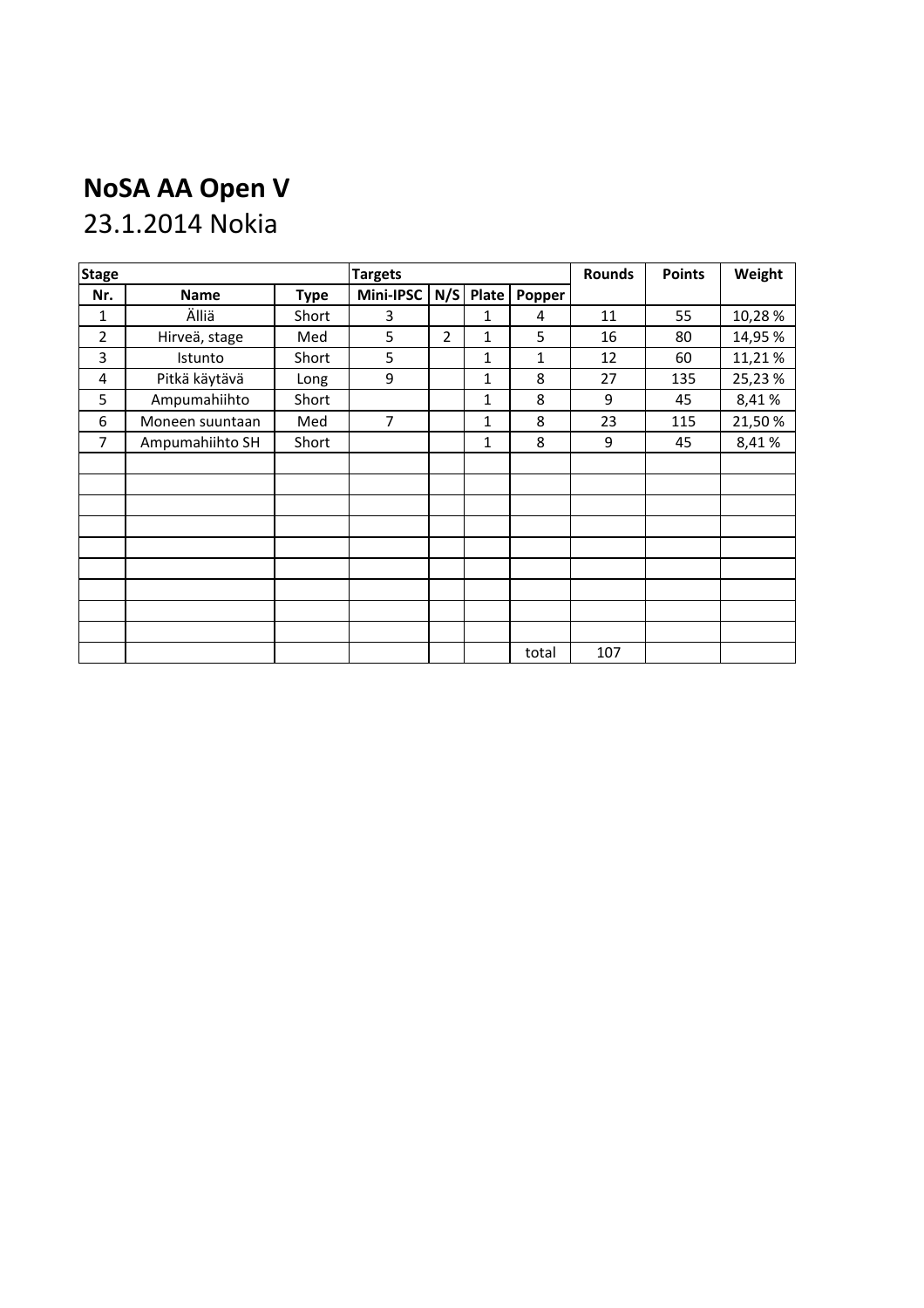# NoSA AA Open V

23.1.2014 Nokia

| Stage | | | Targets | | | | Rounds | Points | Weight |
|---|---|---|---|---|---|---|---|---|---|
| Nr. | Name | Type | Mini-IPSC | N/S | Plate | Popper | | | |
| 1 | Älliä | Short | 3 | | 1 | 4 | 11 | 55 | 10,28 % |
| 2 | Hirveä, stage | Med | 5 | 2 | 1 | 5 | 16 | 80 | 14,95 % |
| 3 | Istunto | Short | 5 | | 1 | 1 | 12 | 60 | 11,21 % |
| 4 | Pitkä käytävä | Long | 9 | | 1 | 8 | 27 | 135 | 25,23 % |
| 5 | Ampumahiihto | Short | | | 1 | 8 | 9 | 45 | 8,41 % |
| 6 | Moneen suuntaan | Med | 7 | | 1 | 8 | 23 | 115 | 21,50 % |
| 7 | Ampumahiihto SH | Short | | | 1 | 8 | 9 | 45 | 8,41 % |
| | | | | | | | | | |
| | | | | | | | | | |
| | | | | | | | | | |
| | | | | | | | | | |
| | | | | | | | | | |
| | | | | | | | | | |
| | | | | | | | | | |
| | | | | | | | | | |
| | | | | | | | | | |
| | | | | | | total | 107 | | |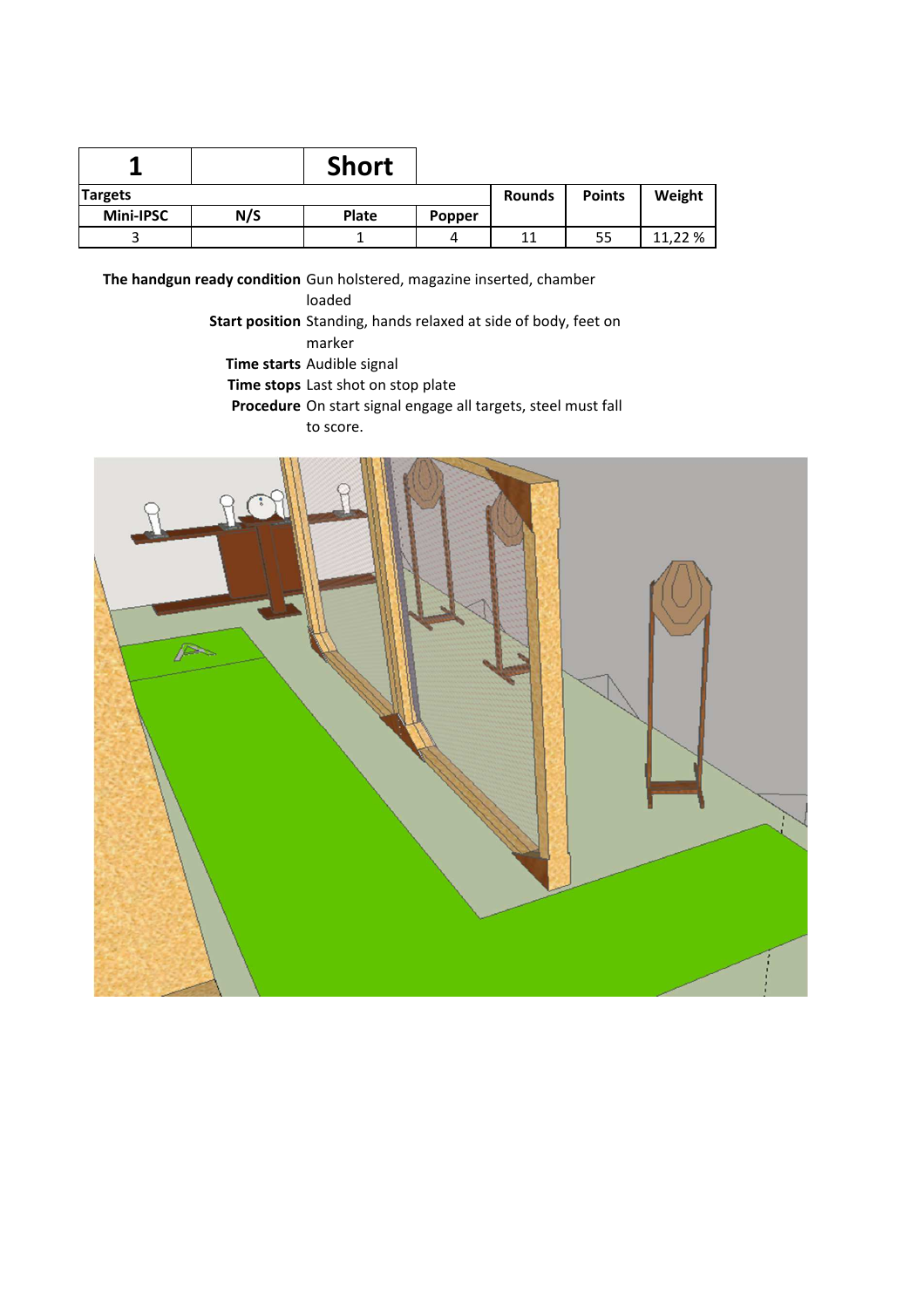| 1 | | Short | | | | |
|---|---|---|---|---|---|---|
| **Targets** | | | | **Rounds** | **Points** | **Weight** |
| **Mini-IPSC** | **N/S** | **Plate** | **Popper** | | | |
| 3 | | 1 | 4 | 11 | 55 | 11,22 % |

**The handgun ready condition** Gun holstered, magazine inserted, chamber loaded

**Start position** Standing, hands relaxed at side of body, feet on marker

**Time starts** Audible signal

**Time stops** Last shot on stop plate

**Procedure** On start signal engage all targets, steel must fall to score.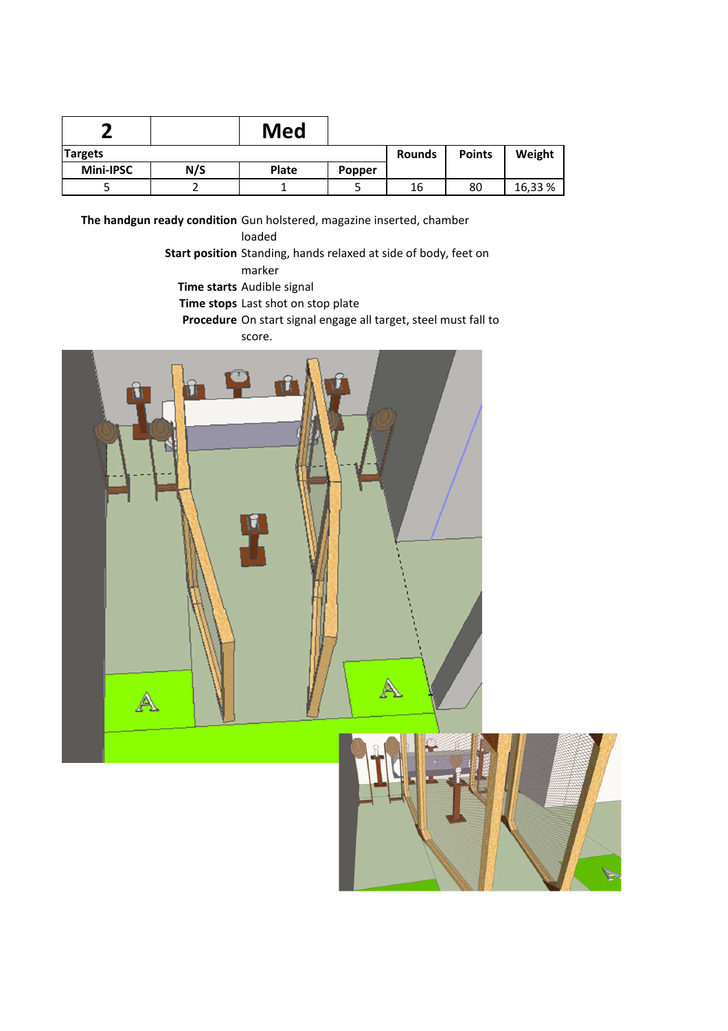| 2 | | Med | | | | |
|---|---|---|---|---|---|---|
| Targets | | | | Rounds | Points | Weight |
| Mini-IPSC | N/S | Plate | Popper | | | |
| 5 | 2 | 1 | 5 | 16 | 80 | 16,33 % |

**The handgun ready condition** Gun holstered, magazine inserted, chamber loaded

**Start position** Standing, hands relaxed at side of body, feet on marker

**Time starts** Audible signal

**Time stops** Last shot on stop plate

**Procedure** On start signal engage all target, steel must fall to score.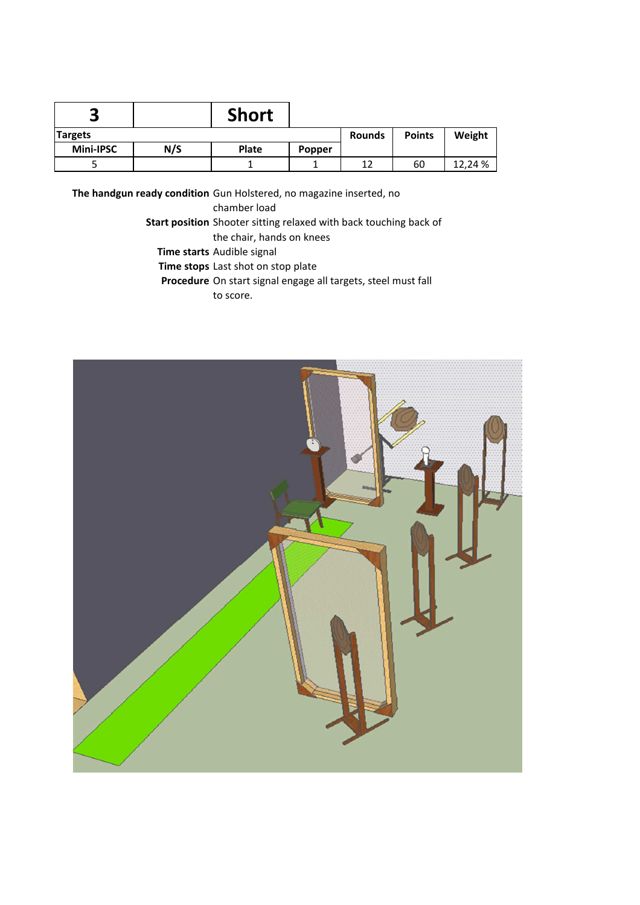| 3 | | Short | | | | |
|---|---|---|---|---|---|---|
| Targets | | | | Rounds | Points | Weight |
| Mini-IPSC | N/S | Plate | Popper | | | |
| 5 | | 1 | 1 | 12 | 60 | 12,24 % |

**The handgun ready condition** Gun Holstered, no magazine inserted, no chamber load

**Start position** Shooter sitting relaxed with back touching back of the chair, hands on knees

**Time starts** Audible signal

**Time stops** Last shot on stop plate

**Procedure** On start signal engage all targets, steel must fall to score.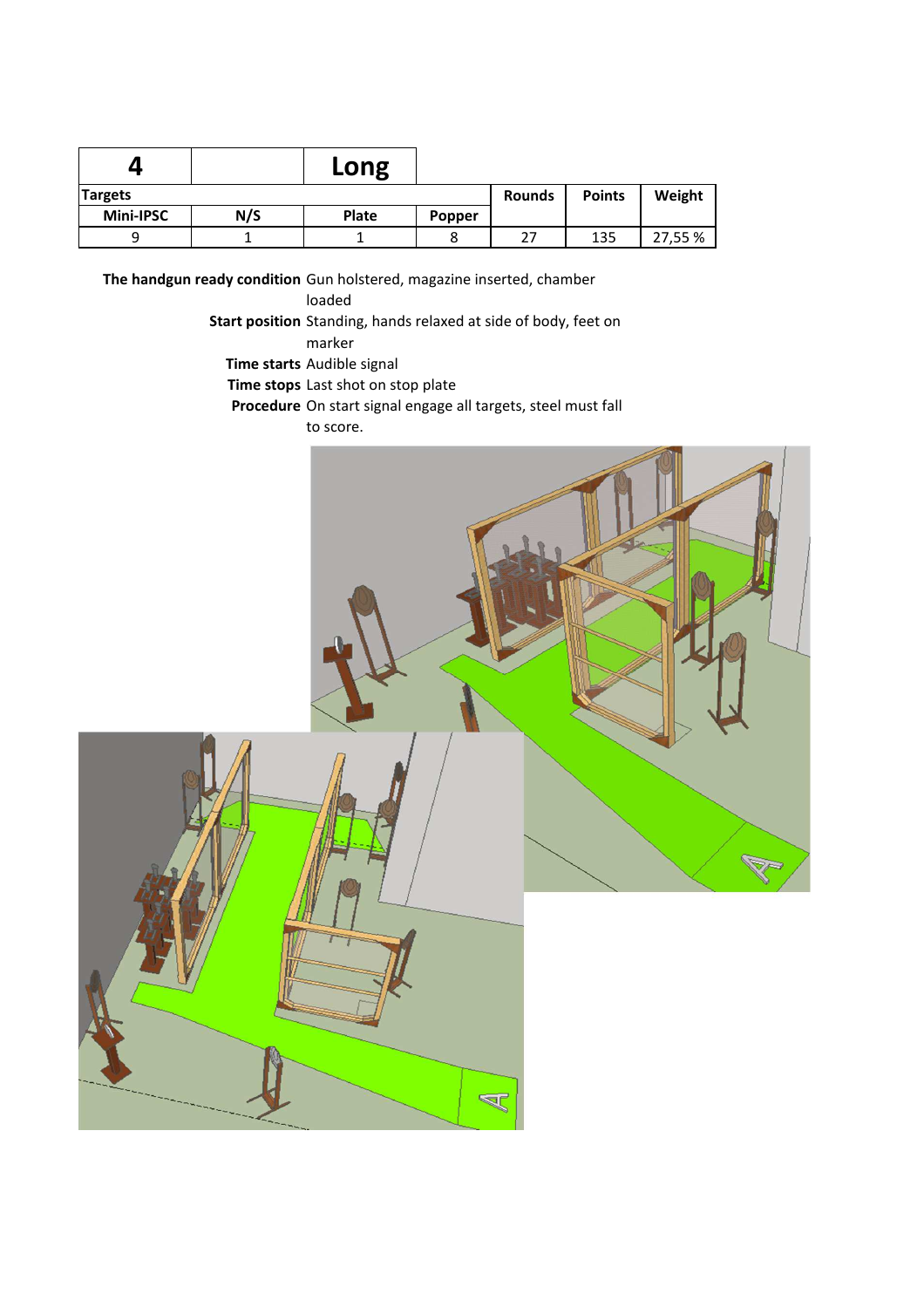| 4 | | Long | | | | |
|---|---|---|---|---|---|---|
| Targets | | | | Rounds | Points | Weight |
| Mini-IPSC | N/S | Plate | Popper | | | |
| 9 | 1 | 1 | 8 | 27 | 135 | 27,55 % |

**The handgun ready condition** Gun holstered, magazine inserted, chamber loaded

**Start position** Standing, hands relaxed at side of body, feet on marker

**Time starts** Audible signal

**Time stops** Last shot on stop plate

**Procedure** On start signal engage all targets, steel must fall to score.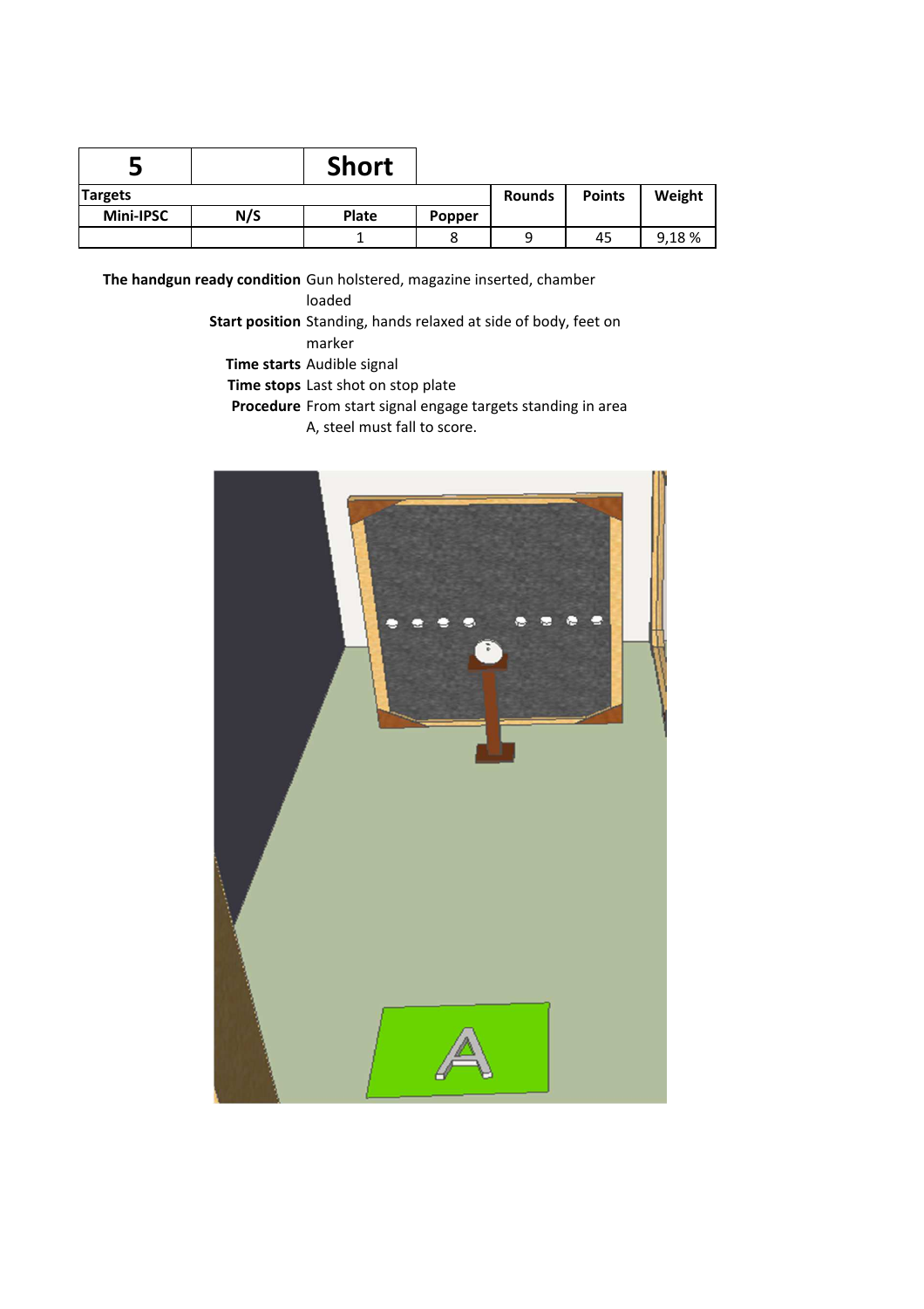| 5 | | Short | | | | |
|---|---|---|---|---|---|---|
| **Targets** | | | | **Rounds** | **Points** | **Weight** |
| **Mini-IPSC** | **N/S** | **Plate** | **Popper** | | | |
| | | 1 | 8 | 9 | 45 | 9,18 % |

**The handgun ready condition** Gun holstered, magazine inserted, chamber loaded

**Start position** Standing, hands relaxed at side of body, feet on marker

**Time starts** Audible signal

**Time stops** Last shot on stop plate

**Procedure** From start signal engage targets standing in area A, steel must fall to score.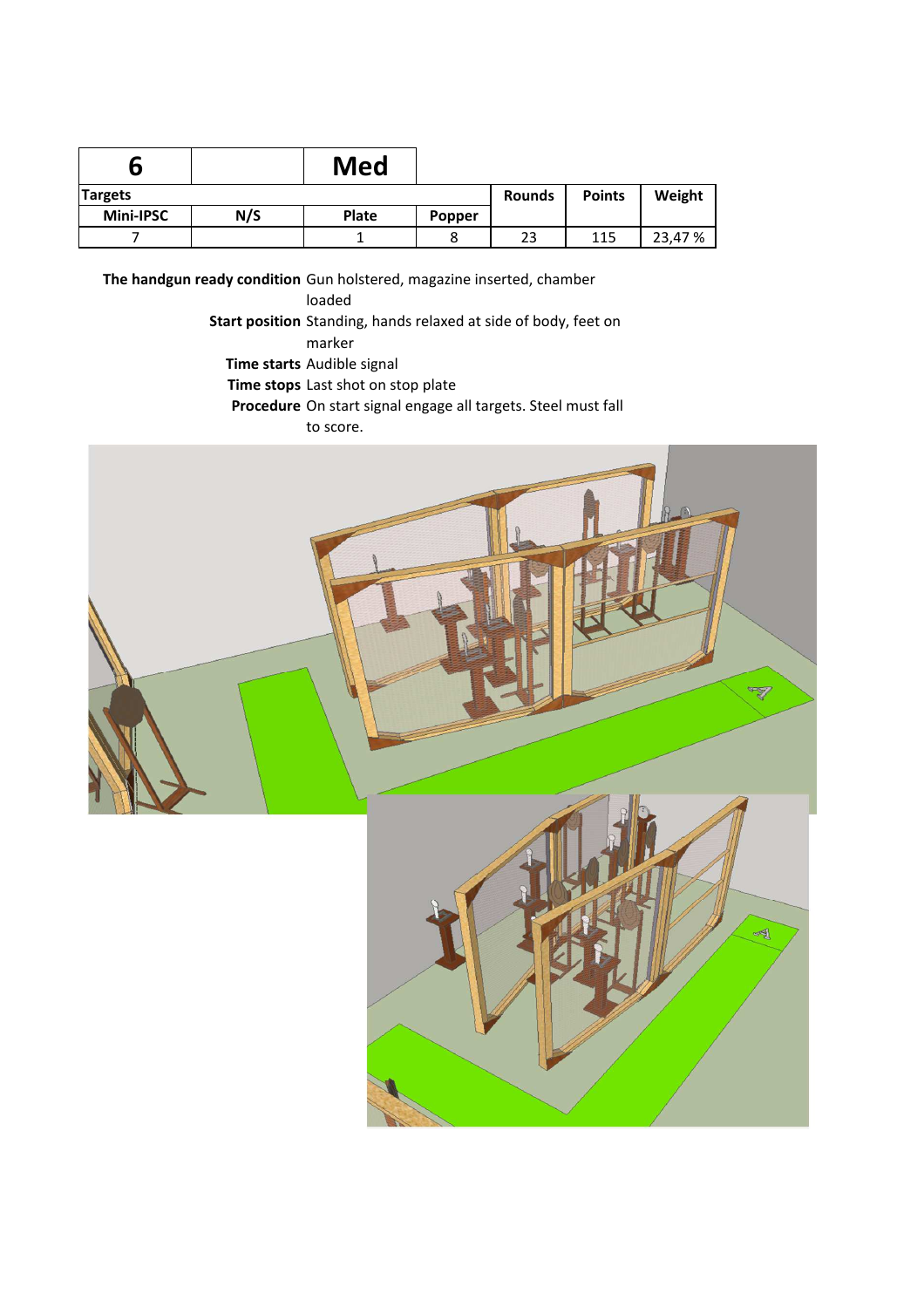| 6 | | Med | | | | |
|---|---|---|---|---|---|---|
| **Targets** | | | | **Rounds** | **Points** | **Weight** |
| **Mini-IPSC** | **N/S** | **Plate** | **Popper** | | | |
| 7 | | 1 | 8 | 23 | 115 | 23,47 % |

**The handgun ready condition** Gun holstered, magazine inserted, chamber loaded

**Start position** Standing, hands relaxed at side of body, feet on marker

**Time starts** Audible signal

**Time stops** Last shot on stop plate

**Procedure** On start signal engage all targets. Steel must fall to score.